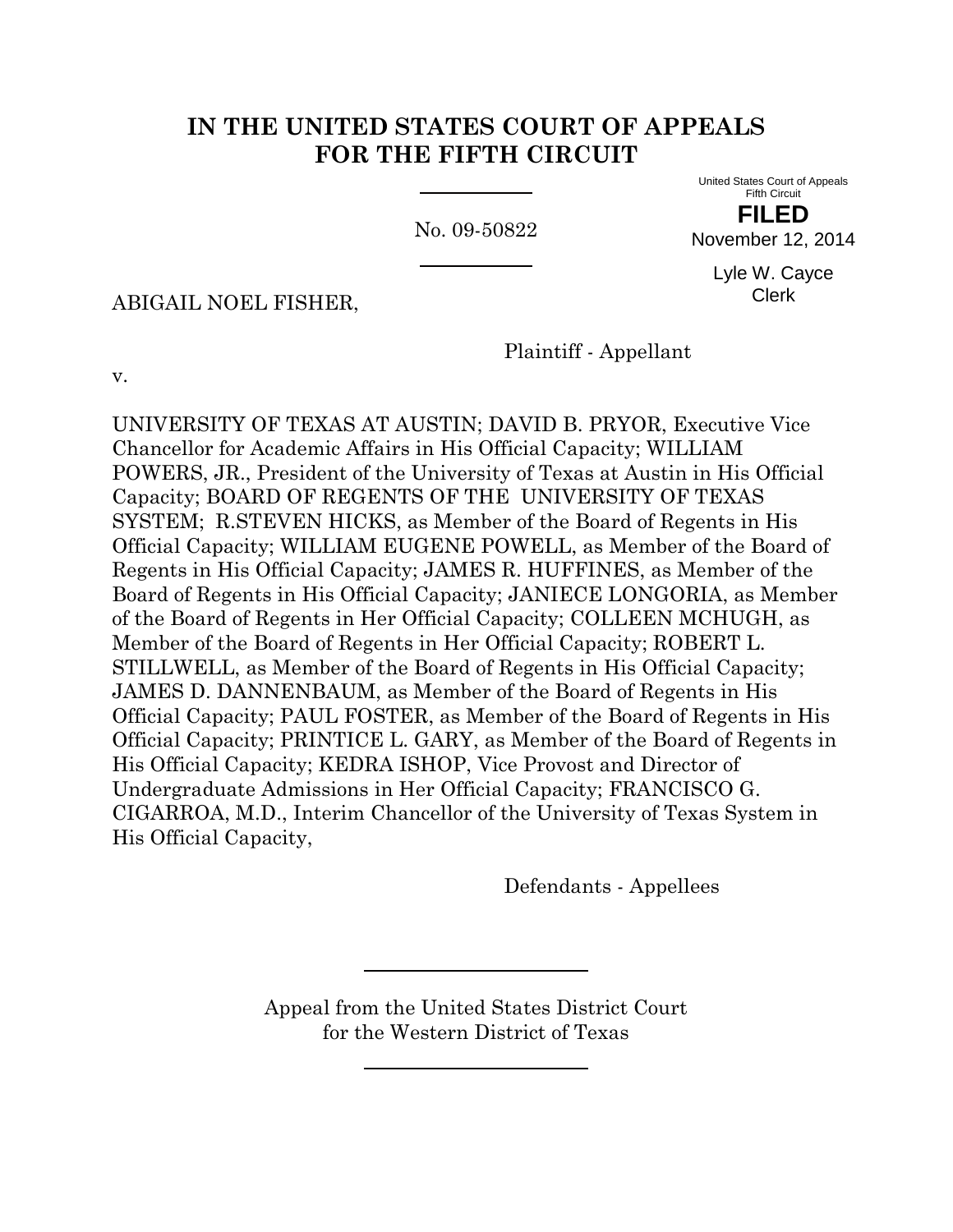# IN THE UNITED STATES COURT OF APPEALS FOR THE FIFTH CIRCUIT

No. 09-50822

United States Court of Appeals
Fifth Circuit

**FILED**

November 12, 2014

Lyle W. Cayce
Clerk

ABIGAIL NOEL FISHER,

Plaintiff - Appellant

v.

UNIVERSITY OF TEXAS AT AUSTIN; DAVID B. PRYOR, Executive Vice Chancellor for Academic Affairs in His Official Capacity; WILLIAM POWERS, JR., President of the University of Texas at Austin in His Official Capacity; BOARD OF REGENTS OF THE UNIVERSITY OF TEXAS SYSTEM; R.STEVEN HICKS, as Member of the Board of Regents in His Official Capacity; WILLIAM EUGENE POWELL, as Member of the Board of Regents in His Official Capacity; JAMES R. HUFFINES, as Member of the Board of Regents in His Official Capacity; JANIECE LONGORIA, as Member of the Board of Regents in Her Official Capacity; COLLEEN MCHUGH, as Member of the Board of Regents in Her Official Capacity; ROBERT L. STILLWELL, as Member of the Board of Regents in His Official Capacity; JAMES D. DANNENBAUM, as Member of the Board of Regents in His Official Capacity; PAUL FOSTER, as Member of the Board of Regents in His Official Capacity; PRINTICE L. GARY, as Member of the Board of Regents in His Official Capacity; KEDRA ISHOP, Vice Provost and Director of Undergraduate Admissions in Her Official Capacity; FRANCISCO G. CIGARROA, M.D., Interim Chancellor of the University of Texas System in His Official Capacity,

Defendants - Appellees

Appeal from the United States District Court
for the Western District of Texas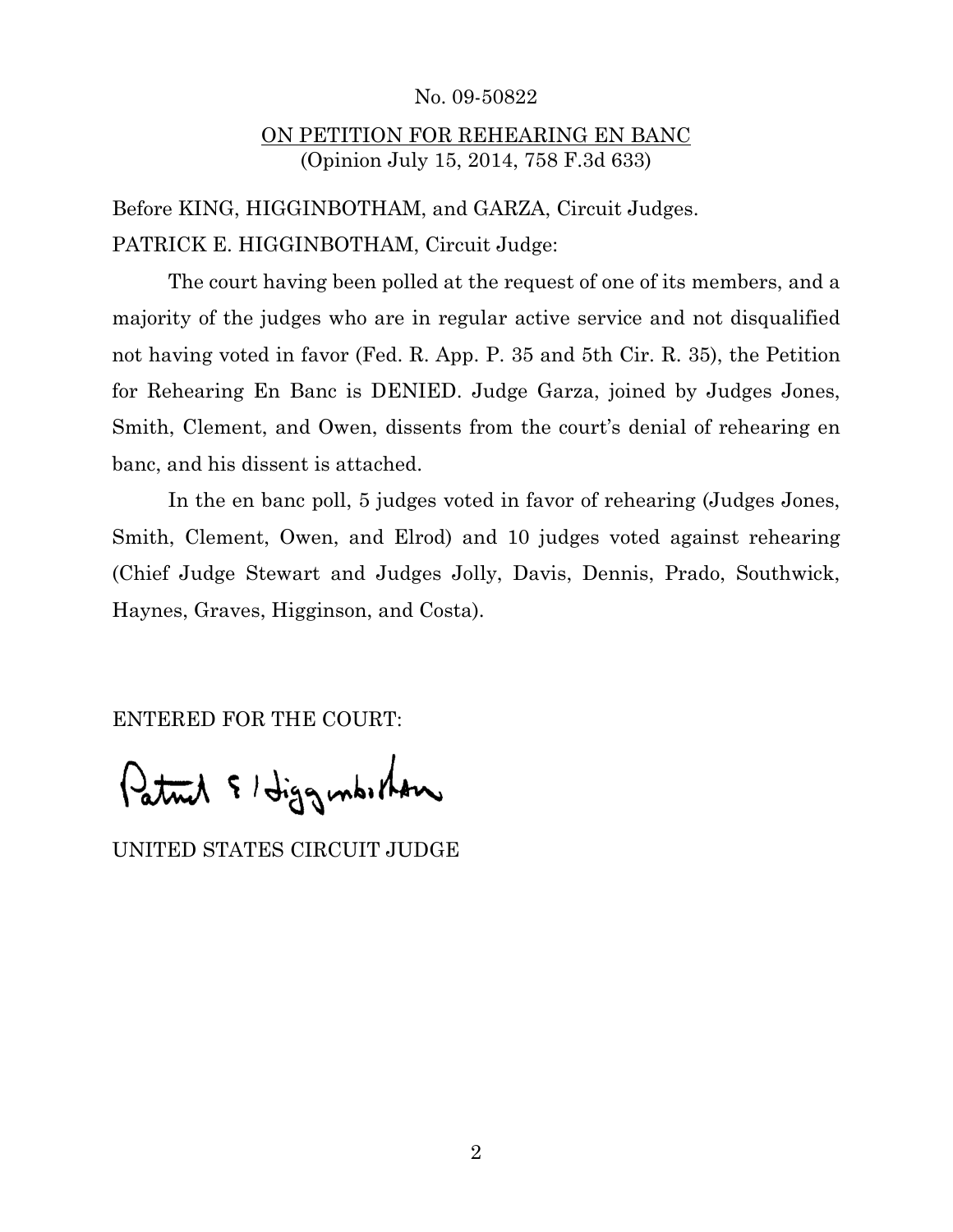No. 09-50822

ON PETITION FOR REHEARING EN BANC
(Opinion July 15, 2014, 758 F.3d 633)

Before KING, HIGGINBOTHAM, and GARZA, Circuit Judges.

PATRICK E. HIGGINBOTHAM, Circuit Judge:

The court having been polled at the request of one of its members, and a majority of the judges who are in regular active service and not disqualified not having voted in favor (Fed. R. App. P. 35 and 5th Cir. R. 35), the Petition for Rehearing En Banc is DENIED. Judge Garza, joined by Judges Jones, Smith, Clement, and Owen, dissents from the court's denial of rehearing en banc, and his dissent is attached.

In the en banc poll, 5 judges voted in favor of rehearing (Judges Jones, Smith, Clement, Owen, and Elrod) and 10 judges voted against rehearing (Chief Judge Stewart and Judges Jolly, Davis, Dennis, Prado, Southwick, Haynes, Graves, Higginson, and Costa).

ENTERED FOR THE COURT:

Patrick E. Higginbotham

UNITED STATES CIRCUIT JUDGE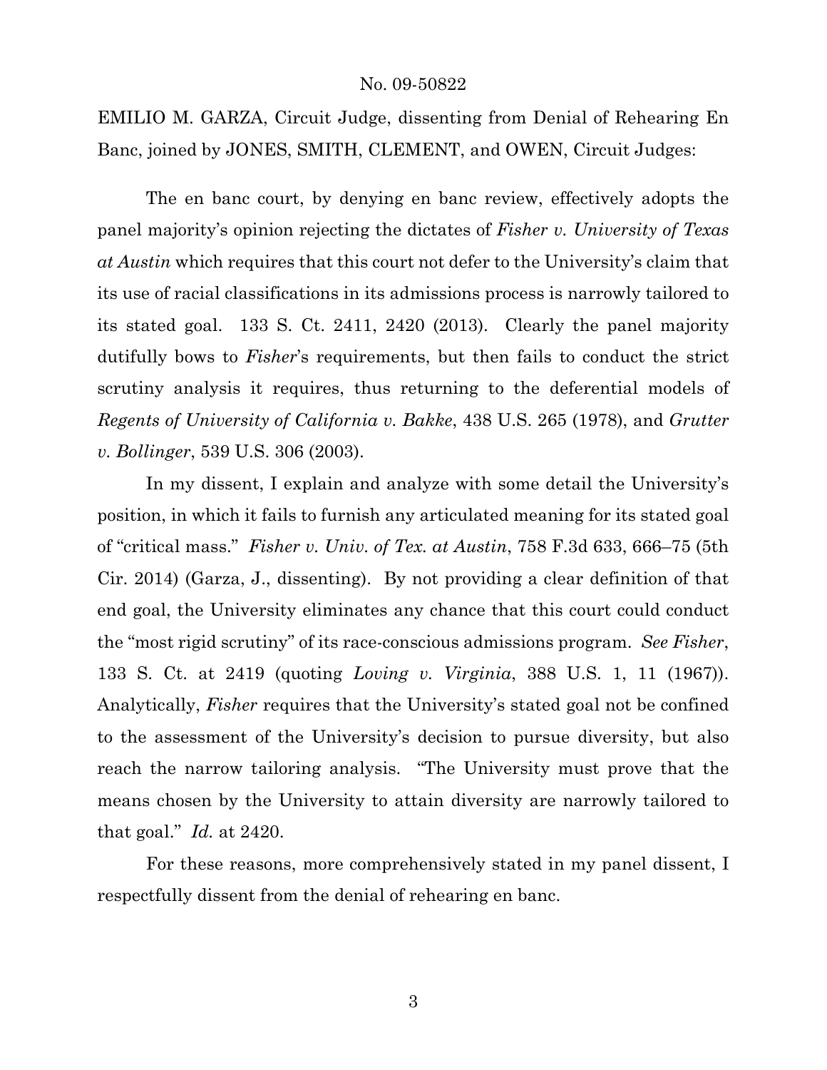EMILIO M. GARZA, Circuit Judge, dissenting from Denial of Rehearing En Banc, joined by JONES, SMITH, CLEMENT, and OWEN, Circuit Judges:

The en banc court, by denying en banc review, effectively adopts the panel majority's opinion rejecting the dictates of *Fisher v. University of Texas at Austin* which requires that this court not defer to the University's claim that its use of racial classifications in its admissions process is narrowly tailored to its stated goal. 133 S. Ct. 2411, 2420 (2013). Clearly the panel majority dutifully bows to *Fisher*'s requirements, but then fails to conduct the strict scrutiny analysis it requires, thus returning to the deferential models of *Regents of University of California v. Bakke*, 438 U.S. 265 (1978), and *Grutter v. Bollinger*, 539 U.S. 306 (2003).

In my dissent, I explain and analyze with some detail the University's position, in which it fails to furnish any articulated meaning for its stated goal of "critical mass." *Fisher v. Univ. of Tex. at Austin*, 758 F.3d 633, 666–75 (5th Cir. 2014) (Garza, J., dissenting). By not providing a clear definition of that end goal, the University eliminates any chance that this court could conduct the "most rigid scrutiny" of its race-conscious admissions program. *See Fisher*, 133 S. Ct. at 2419 (quoting *Loving v. Virginia*, 388 U.S. 1, 11 (1967)). Analytically, *Fisher* requires that the University's stated goal not be confined to the assessment of the University's decision to pursue diversity, but also reach the narrow tailoring analysis. "The University must prove that the means chosen by the University to attain diversity are narrowly tailored to that goal." *Id.* at 2420.

For these reasons, more comprehensively stated in my panel dissent, I respectfully dissent from the denial of rehearing en banc.